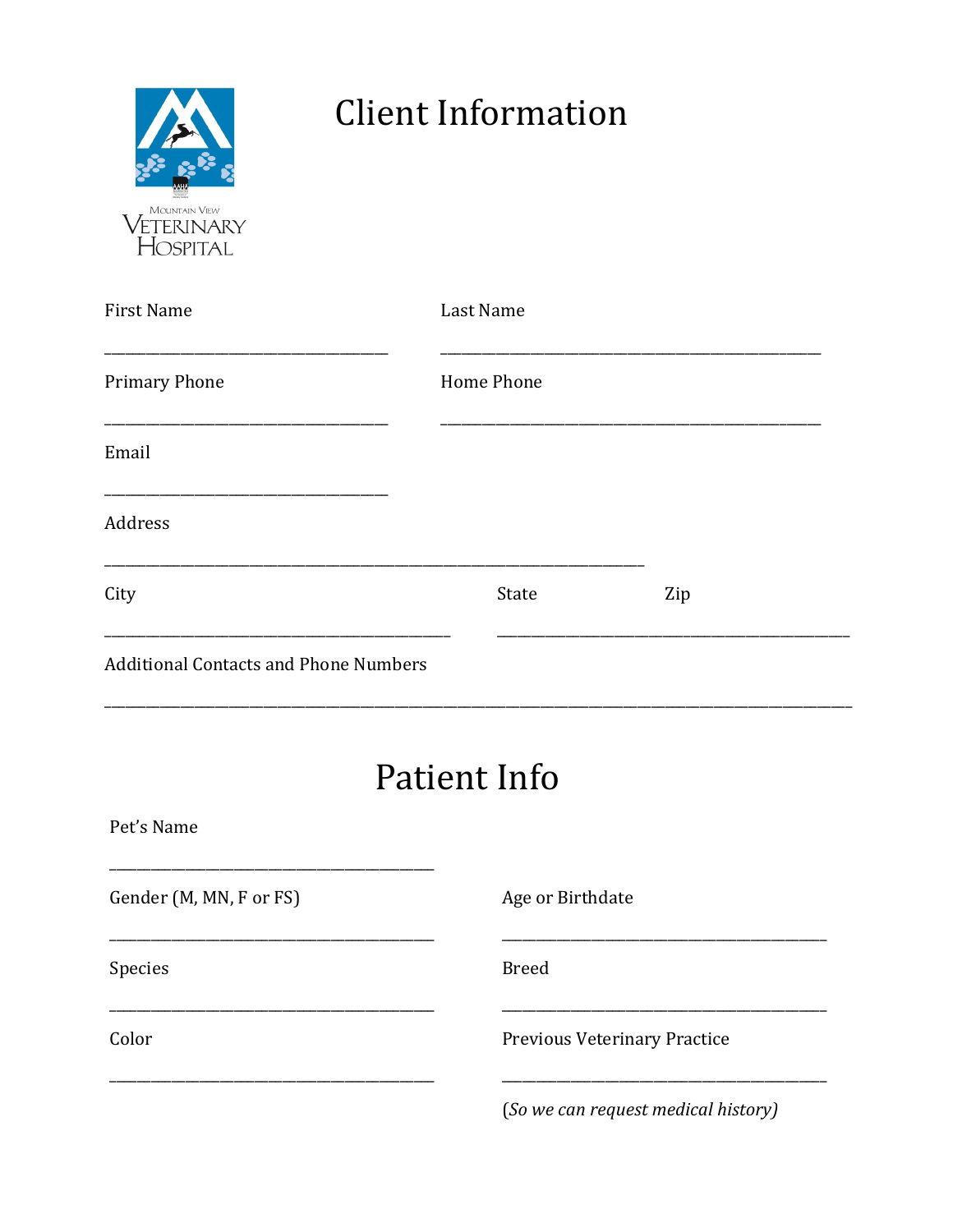Mountain View Veterinary Hospital

# Client Information

First Name

___________________________________

Last Name

_______________________________________________

Primary Phone

___________________________________

Home Phone

_______________________________________________

Email

___________________________________

Address

___________________________________________________________________

City

___________________________________________

State Zip

____________________________________________

Additional Contacts and Phone Numbers

_____________________________________________________________________________________________

# Patient Info

Pet's Name

________________________________________

Gender (M, MN, F or FS)

________________________________________

Age or Birthdate

________________________________________

Species

________________________________________

Breed

________________________________________

Color

________________________________________

Previous Veterinary Practice

________________________________________

(*So we can request medical history)*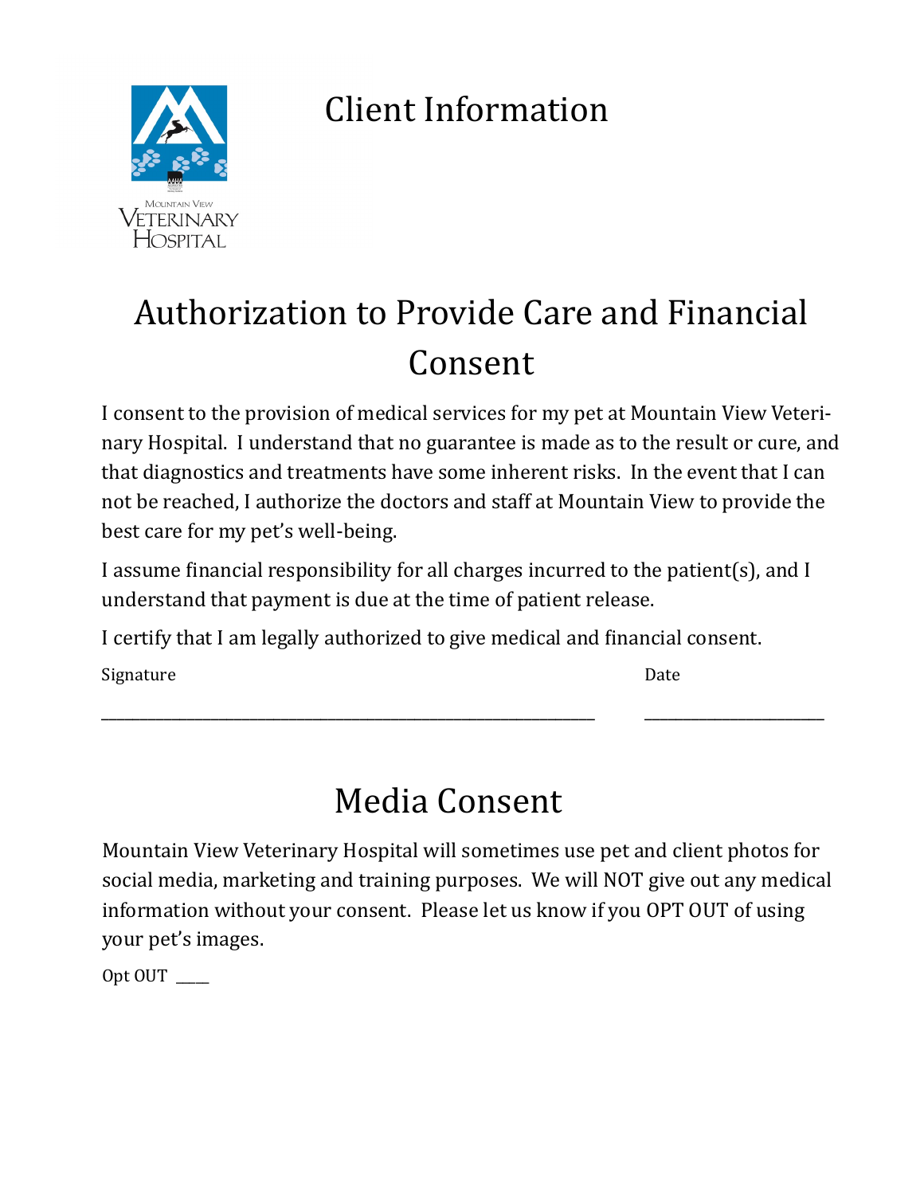Mountain View Veterinary Hospital

# Client Information

## Authorization to Provide Care and Financial Consent

I consent to the provision of medical services for my pet at Mountain View Veterinary Hospital. I understand that no guarantee is made as to the result or cure, and that diagnostics and treatments have some inherent risks. In the event that I can not be reached, I authorize the doctors and staff at Mountain View to provide the best care for my pet's well-being.

I assume financial responsibility for all charges incurred to the patient(s), and I understand that payment is due at the time of patient release.

I certify that I am legally authorized to give medical and financial consent.

Signature ______________________________ Date ______________

## Media Consent

Mountain View Veterinary Hospital will sometimes use pet and client photos for social media, marketing and training purposes. We will NOT give out any medical information without your consent. Please let us know if you OPT OUT of using your pet's images.

Opt OUT ____